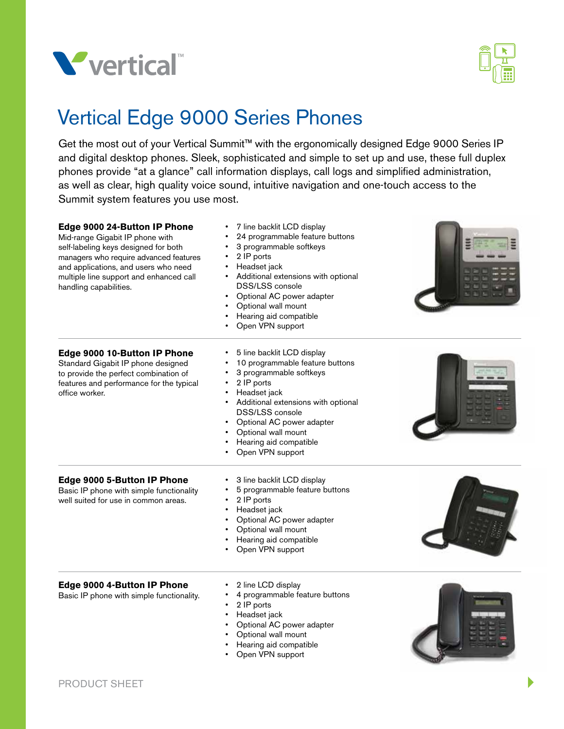# Vertical Edge 9000 Series Phones

Get the most out of your Vertical Summit™ with the ergonomically designed Edge 9000 Series IP and digital desktop phones. Sleek, sophisticated and simple to set up and use, these full duplex phones provide "at a glance" call information displays, call logs and simplified administration, as well as clear, high quality voice sound, intuitive navigation and one-touch access to the Summit system features you use most.

**Edge 9000 24-Button IP Phone**
Mid-range Gigabit IP phone with self-labeling keys designed for both managers who require advanced features and applications, and users who need multiple line support and enhanced call handling capabilities.

- 7 line backlit LCD display
- 24 programmable feature buttons
- 3 programmable softkeys
- 2 IP ports
- Headset jack
- Additional extensions with optional DSS/LSS console
- Optional AC power adapter
- Optional wall mount
- Hearing aid compatible
- Open VPN support

---

**Edge 9000 10-Button IP Phone**
Standard Gigabit IP phone designed to provide the perfect combination of features and performance for the typical office worker.

- 5 line backlit LCD display
- 10 programmable feature buttons
- 3 programmable softkeys
- 2 IP ports
- Headset jack
- Additional extensions with optional DSS/LSS console
- Optional AC power adapter
- Optional wall mount
- Hearing aid compatible
- Open VPN support

---

**Edge 9000 5-Button IP Phone**
Basic IP phone with simple functionality well suited for use in common areas.

- 3 line backlit LCD display
- 5 programmable feature buttons
- 2 IP ports
- Headset jack
- Optional AC power adapter
- Optional wall mount
- Hearing aid compatible
- Open VPN support

---

**Edge 9000 4-Button IP Phone**
Basic IP phone with simple functionality.

- 2 line LCD display
- 4 programmable feature buttons
- 2 IP ports
- Headset jack
- Optional AC power adapter
- Optional wall mount
- Hearing aid compatible
- Open VPN support

PRODUCT SHEET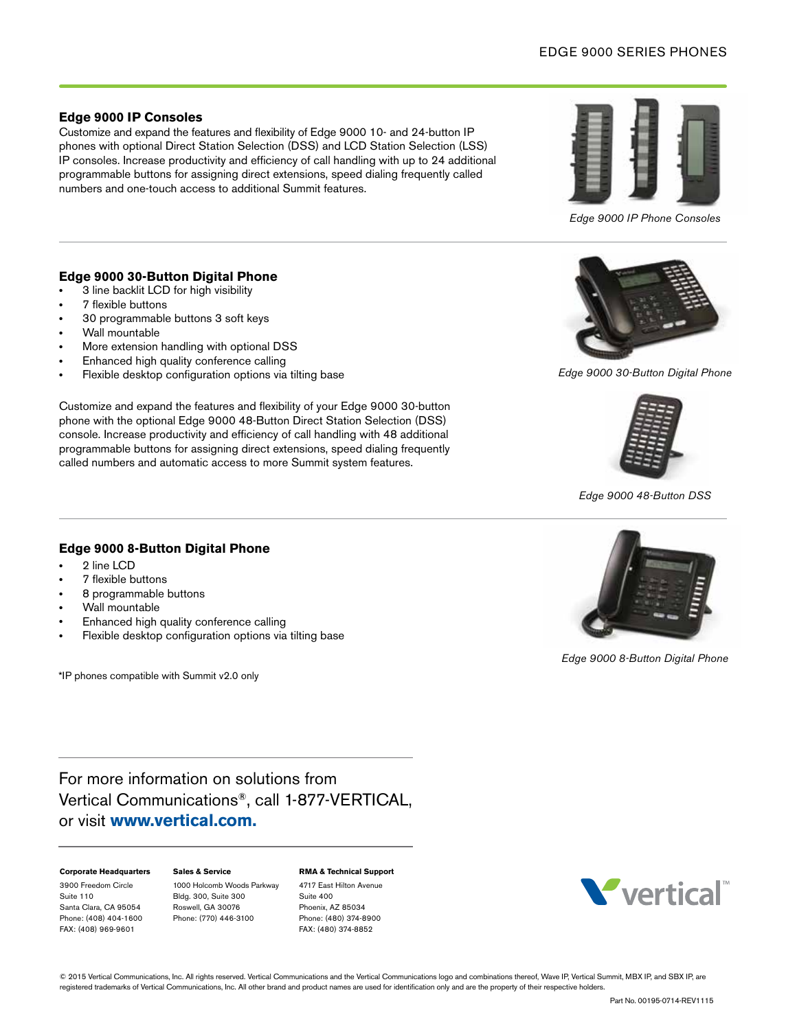## Edge 9000 IP Consoles

Customize and expand the features and flexibility of Edge 9000 10- and 24-button IP phones with optional Direct Station Selection (DSS) and LCD Station Selection (LSS) IP consoles. Increase productivity and efficiency of call handling with up to 24 additional programmable buttons for assigning direct extensions, speed dialing frequently called numbers and one-touch access to additional Summit features.

*Edge 9000 IP Phone Consoles*

## Edge 9000 30-Button Digital Phone

- 3 line backlit LCD for high visibility
- 7 flexible buttons
- 30 programmable buttons 3 soft keys
- Wall mountable
- More extension handling with optional DSS
- Enhanced high quality conference calling
- Flexible desktop configuration options via tilting base

Customize and expand the features and flexibility of your Edge 9000 30-button phone with the optional Edge 9000 48-Button Direct Station Selection (DSS) console. Increase productivity and efficiency of call handling with 48 additional programmable buttons for assigning direct extensions, speed dialing frequently called numbers and automatic access to more Summit system features.

*Edge 9000 30-Button Digital Phone*

*Edge 9000 48-Button DSS*

## Edge 9000 8-Button Digital Phone

- 2 line LCD
- 7 flexible buttons
- 8 programmable buttons
- Wall mountable
- Enhanced high quality conference calling
- Flexible desktop configuration options via tilting base

*Edge 9000 8-Button Digital Phone*

*IP phones compatible with Summit v2.0 only

For more information on solutions from Vertical Communications®, call 1-877-VERTICAL, or visit **www.vertical.com.**

**Corporate Headquarters**
3900 Freedom Circle
Suite 110
Santa Clara, CA 95054
Phone: (408) 404-1600
FAX: (408) 969-9601

**Sales & Service**
1000 Holcomb Woods Parkway
Bldg. 300, Suite 300
Roswell, GA 30076
Phone: (770) 446-3100

**RMA & Technical Support**
4717 East Hilton Avenue
Suite 400
Phoenix, AZ 85034
Phone: (480) 374-8900
FAX: (480) 374-8852

vertical™

© 2015 Vertical Communications, Inc. All rights reserved. Vertical Communications and the Vertical Communications logo and combinations thereof, Wave IP, Vertical Summit, MBX IP, and SBX IP, are registered trademarks of Vertical Communications, Inc. All other brand and product names are used for identification only and are the property of their respective holders.

Part No. 00195-0714-REV1115